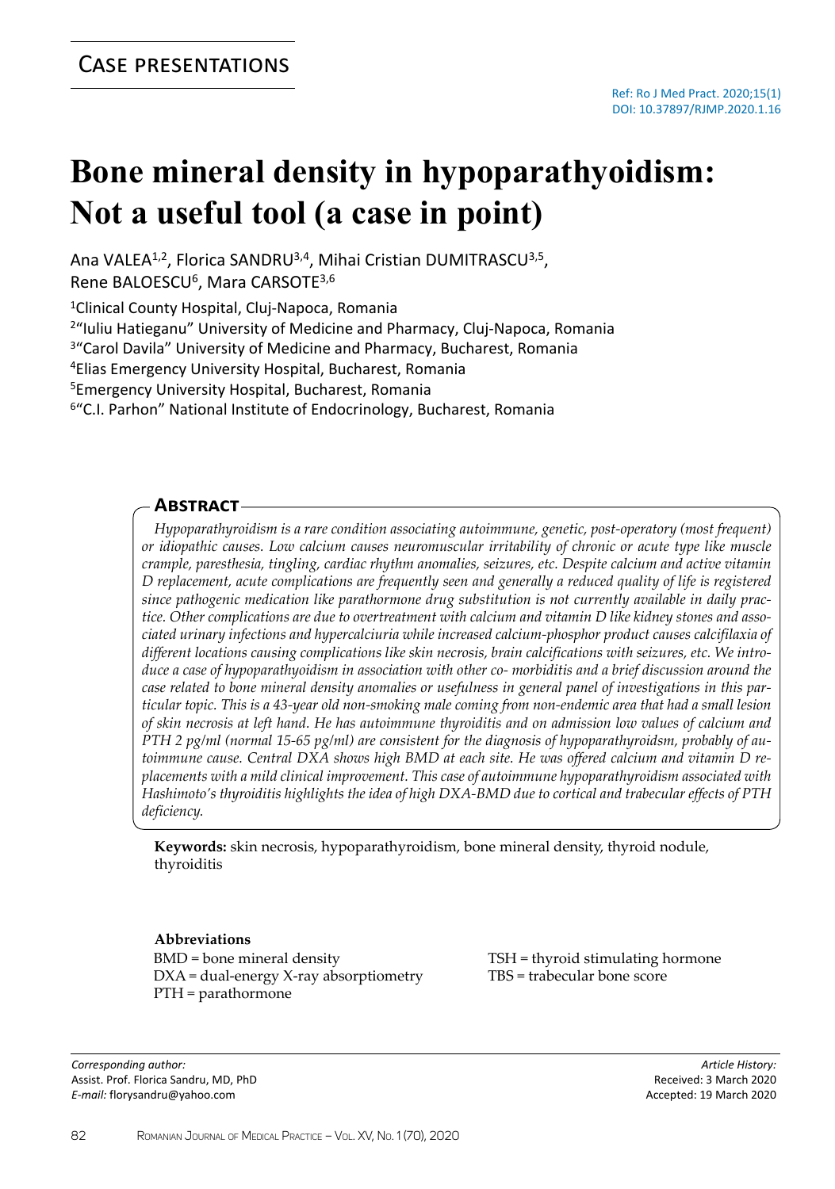CASE PRESENTATIONS

Ref: Ro J Med Pract. 2020;15(1)
DOI: 10.37897/RJMP.2020.1.16

# Bone mineral density in hypoparathyoidism: Not a useful tool (a case in point)

Ana VALEA[1,2], Florica SANDRU[3,4], Mihai Cristian DUMITRASCU[3,5], Rene BALOESCU[6], Mara CARSOTE[3,6]

[1]Clinical County Hospital, Cluj-Napoca, Romania
[2]"Iuliu Hatieganu" University of Medicine and Pharmacy, Cluj-Napoca, Romania
[3]"Carol Davila" University of Medicine and Pharmacy, Bucharest, Romania
[4]Elias Emergency University Hospital, Bucharest, Romania
[5]Emergency University Hospital, Bucharest, Romania
[6]"C.I. Parhon" National Institute of Endocrinology, Bucharest, Romania

## Abstract

*Hypoparathyroidism is a rare condition associating autoimmune, genetic, post-operatory (most frequent) or idiopathic causes. Low calcium causes neuromuscular irritability of chronic or acute type like muscle crample, paresthesia, tingling, cardiac rhythm anomalies, seizures, etc. Despite calcium and active vitamin D replacement, acute complications are frequently seen and generally a reduced quality of life is registered since pathogenic medication like parathormone drug substitution is not currently available in daily practice. Other complications are due to overtreatment with calcium and vitamin D like kidney stones and associated urinary infections and hypercalciuria while increased calcium-phosphor product causes calcifilaxia of different locations causing complications like skin necrosis, brain calcifications with seizures, etc. We introduce a case of hypoparathyoidism in association with other co- morbiditis and a brief discussion around the case related to bone mineral density anomalies or usefulness in general panel of investigations in this particular topic. This is a 43-year old non-smoking male coming from non-endemic area that had a small lesion of skin necrosis at left hand. He has autoimmune thyroiditis and on admission low values of calcium and PTH 2 pg/ml (normal 15-65 pg/ml) are consistent for the diagnosis of hypoparathyroidsm, probably of autoimmune cause. Central DXA shows high BMD at each site. He was offered calcium and vitamin D replacements with a mild clinical improvement. This case of autoimmune hypoparathyroidism associated with Hashimoto's thyroiditis highlights the idea of high DXA-BMD due to cortical and trabecular effects of PTH deficiency.*

**Keywords:** skin necrosis, hypoparathyroidism, bone mineral density, thyroid nodule, thyroiditis

**Abbreviations**

BMD = bone mineral density
DXA = dual-energy X-ray absorptiometry
PTH = parathormone
TSH = thyroid stimulating hormone
TBS = trabecular bone score

*Corresponding author:*
Assist. Prof. Florica Sandru, MD, PhD
*E-mail:* florysandru@yahoo.com

*Article History:*
Received: 3 March 2020
Accepted: 19 March 2020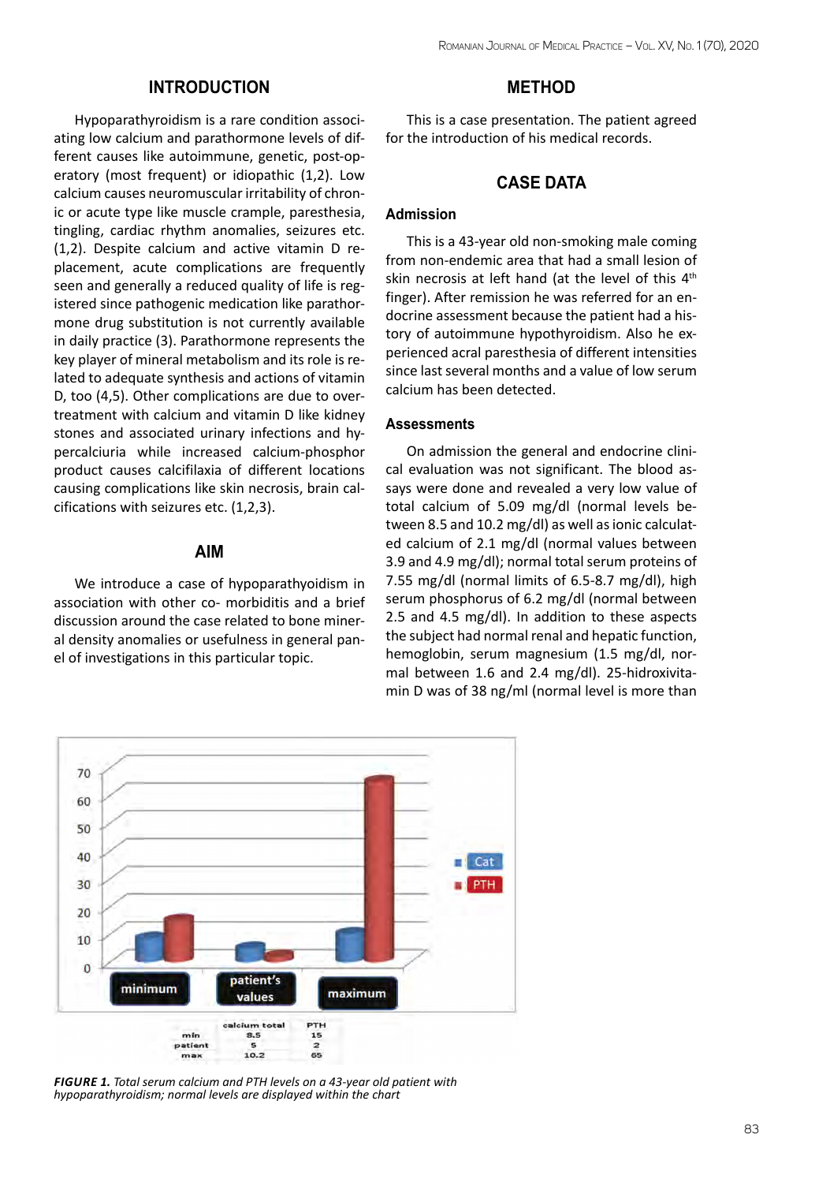## INTRODUCTION

Hypoparathyroidism is a rare condition associating low calcium and parathormone levels of different causes like autoimmune, genetic, post-operatory (most frequent) or idiopathic (1,2). Low calcium causes neuromuscular irritability of chronic or acute type like muscle crample, paresthesia, tingling, cardiac rhythm anomalies, seizures etc. (1,2). Despite calcium and active vitamin D replacement, acute complications are frequently seen and generally a reduced quality of life is registered since pathogenic medication like parathormone drug substitution is not currently available in daily practice (3). Parathormone represents the key player of mineral metabolism and its role is related to adequate synthesis and actions of vitamin D, too (4,5). Other complications are due to overtreatment with calcium and vitamin D like kidney stones and associated urinary infections and hypercalciuria while increased calcium-phosphor product causes calcifilaxia of different locations causing complications like skin necrosis, brain calcifications with seizures etc. (1,2,3).

## AIM

We introduce a case of hypoparathyoidism in association with other co- morbiditis and a brief discussion around the case related to bone mineral density anomalies or usefulness in general panel of investigations in this particular topic.

## METHOD

This is a case presentation. The patient agreed for the introduction of his medical records.

## CASE DATA

### Admission

This is a 43-year old non-smoking male coming from non-endemic area that had a small lesion of skin necrosis at left hand (at the level of this 4th finger). After remission he was referred for an endocrine assessment because the patient had a history of autoimmune hypothyroidism. Also he experienced acral paresthesia of different intensities since last several months and a value of low serum calcium has been detected.

### Assessments

On admission the general and endocrine clinical evaluation was not significant. The blood assays were done and revealed a very low value of total calcium of 5.09 mg/dl (normal levels between 8.5 and 10.2 mg/dl) as well as ionic calculated calcium of 2.1 mg/dl (normal values between 3.9 and 4.9 mg/dl); normal total serum proteins of 7.55 mg/dl (normal limits of 6.5-8.7 mg/dl), high serum phosphorus of 6.2 mg/dl (normal between 2.5 and 4.5 mg/dl). In addition to these aspects the subject had normal renal and hepatic function, hemoglobin, serum magnesium (1.5 mg/dl, normal between 1.6 and 2.4 mg/dl). 25-hidroxivitamin D was of 38 ng/ml (normal level is more than

|  | calcium total | PTH |
|---|---|---|
| min | 8.5 | 15 |
| patient | 5 | 2 |
| max | 10.2 | 65 |

*FIGURE 1. Total serum calcium and PTH levels on a 43-year old patient with hypoparathyroidism; normal levels are displayed within the chart*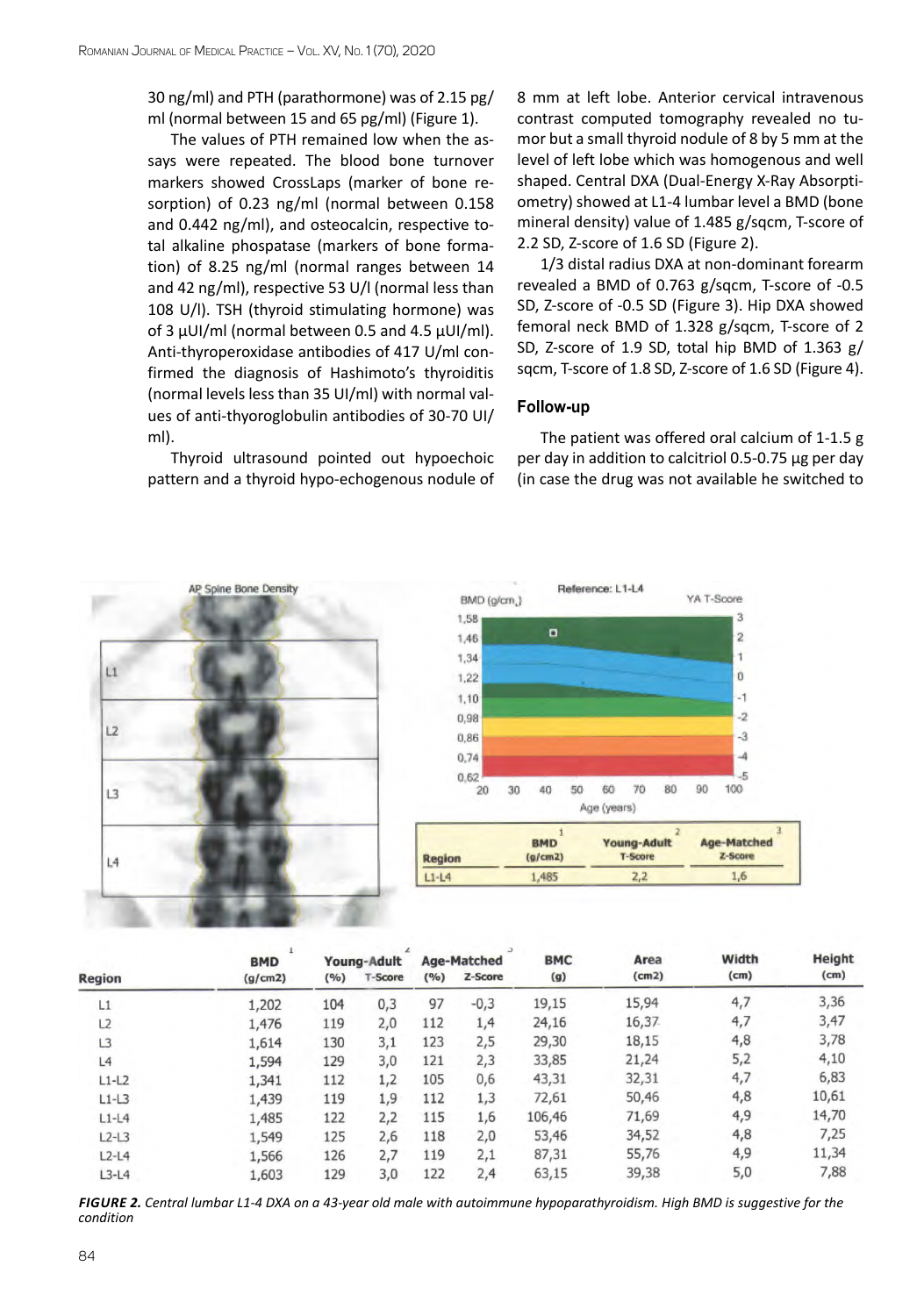30 ng/ml) and PTH (parathormone) was of 2.15 pg/ml (normal between 15 and 65 pg/ml) (Figure 1).

The values of PTH remained low when the assays were repeated. The blood bone turnover markers showed CrossLaps (marker of bone resorption) of 0.23 ng/ml (normal between 0.158 and 0.442 ng/ml), and osteocalcin, respective total alkaline phospatase (markers of bone formation) of 8.25 ng/ml (normal ranges between 14 and 42 ng/ml), respective 53 U/l (normal less than 108 U/l). TSH (thyroid stimulating hormone) was of 3 µUI/ml (normal between 0.5 and 4.5 µUI/ml). Anti-thyroperoxidase antibodies of 417 U/ml confirmed the diagnosis of Hashimoto's thyroiditis (normal levels less than 35 UI/ml) with normal values of anti-thyoroglobulin antibodies of 30-70 UI/ml).

Thyroid ultrasound pointed out hypoechoic pattern and a thyroid hypo-echogenous nodule of 8 mm at left lobe. Anterior cervical intravenous contrast computed tomography revealed no tumor but a small thyroid nodule of 8 by 5 mm at the level of left lobe which was homogenous and well shaped. Central DXA (Dual-Energy X-Ray Absorptiometry) showed at L1-4 lumbar level a BMD (bone mineral density) value of 1.485 g/sqcm, T-score of 2.2 SD, Z-score of 1.6 SD (Figure 2).

1/3 distal radius DXA at non-dominant forearm revealed a BMD of 0.763 g/sqcm, T-score of -0.5 SD, Z-score of -0.5 SD (Figure 3). Hip DXA showed femoral neck BMD of 1.328 g/sqcm, T-score of 2 SD, Z-score of 1.9 SD, total hip BMD of 1.363 g/sqcm, T-score of 1.8 SD, Z-score of 1.6 SD (Figure 4).

## Follow-up

The patient was offered oral calcium of 1-1.5 g per day in addition to calcitriol 0.5-0.75 µg per day (in case the drug was not available he switched to

| Region | BMD (g/cm2) | Young-Adult T-Score | Age-Matched Z-Score |
|---|---|---|---|
| L1-L4 | 1,485 | 2,2 | 1,6 |

| Region | BMD (g/cm2) | Young-Adult (%) | Young-Adult T-Score | Age-Matched (%) | Age-Matched Z-Score | BMC (g) | Area (cm2) | Width (cm) | Height (cm) |
|---|---|---|---|---|---|---|---|---|---|
| L1 | 1,202 | 104 | 0,3 | 97 | -0,3 | 19,15 | 15,94 | 4,7 | 3,36 |
| L2 | 1,476 | 119 | 2,0 | 112 | 1,4 | 24,16 | 16,37 | 4,7 | 3,47 |
| L3 | 1,614 | 130 | 3,1 | 123 | 2,5 | 29,30 | 18,15 | 4,8 | 3,78 |
| L4 | 1,594 | 129 | 3,0 | 121 | 2,3 | 33,85 | 21,24 | 5,2 | 4,10 |
| L1-L2 | 1,341 | 112 | 1,2 | 105 | 0,6 | 43,31 | 32,31 | 4,7 | 6,83 |
| L1-L3 | 1,439 | 119 | 1,9 | 112 | 1,3 | 72,61 | 50,46 | 4,8 | 10,61 |
| L1-L4 | 1,485 | 122 | 2,2 | 115 | 1,6 | 106,46 | 71,69 | 4,9 | 14,70 |
| L2-L3 | 1,549 | 125 | 2,6 | 118 | 2,0 | 53,46 | 34,52 | 4,8 | 7,25 |
| L2-L4 | 1,566 | 126 | 2,7 | 119 | 2,1 | 87,31 | 55,76 | 4,9 | 11,34 |
| L3-L4 | 1,603 | 129 | 3,0 | 122 | 2,4 | 63,15 | 39,38 | 5,0 | 7,88 |

*FIGURE 2. Central lumbar L1-4 DXA on a 43-year old male with autoimmune hypoparathyroidism. High BMD is suggestive for the condition*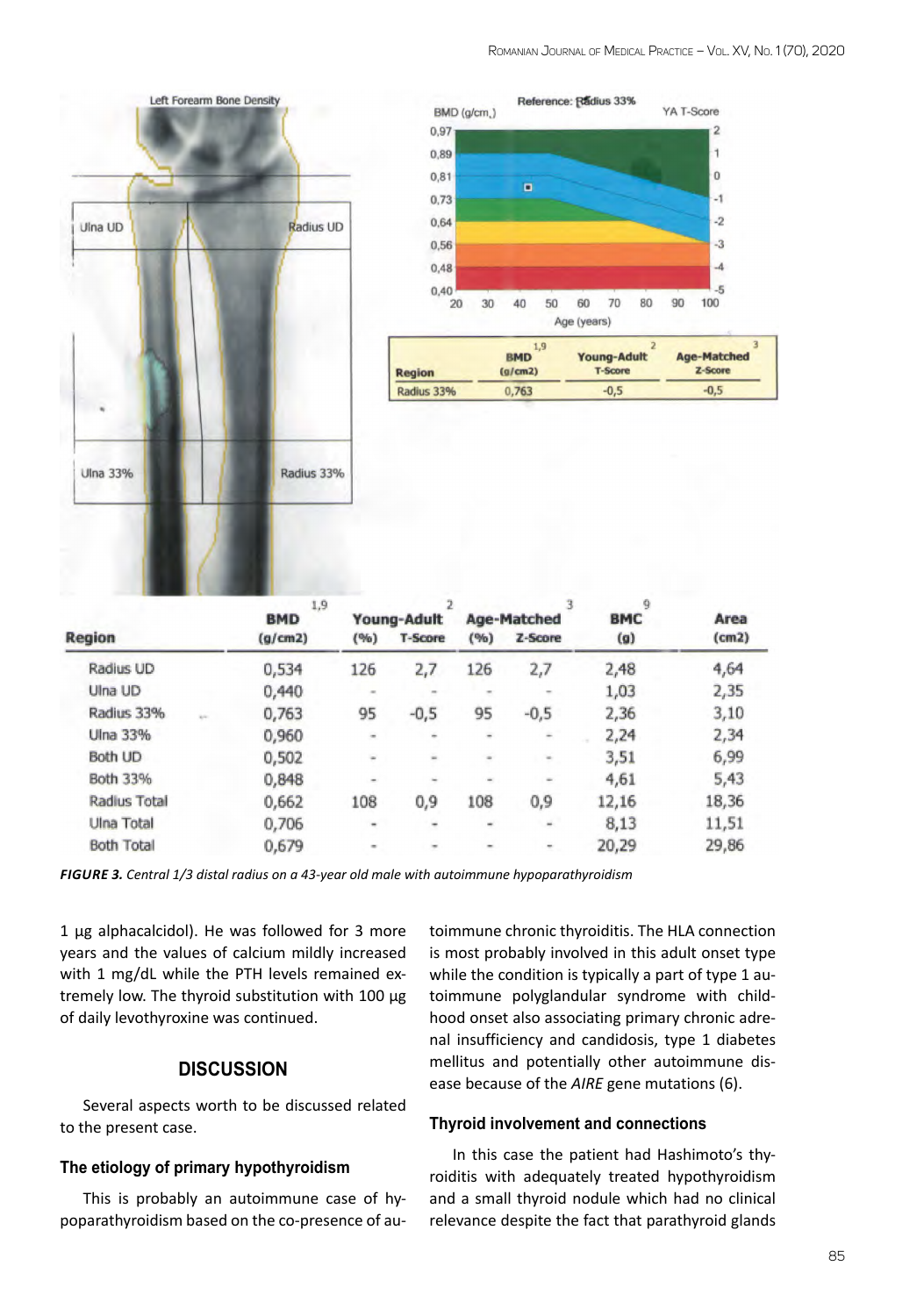| Region | BMD (g/cm2) | Young-Adult (%) | Young-Adult T-Score | Age-Matched (%) | Age-Matched Z-Score | BMC (g) | Area (cm2) |
|---|---|---|---|---|---|---|---|
| Radius UD | 0,534 | 126 | 2,7 | 126 | 2,7 | 2,48 | 4,64 |
| Ulna UD | 0,440 | - | - | - | - | 1,03 | 2,35 |
| Radius 33% | 0,763 | 95 | -0,5 | 95 | -0,5 | 2,36 | 3,10 |
| Ulna 33% | 0,960 | - | - | - | - | 2,24 | 2,34 |
| Both UD | 0,502 | - | - | - | - | 3,51 | 6,99 |
| Both 33% | 0,848 | - | - | - | - | 4,61 | 5,43 |
| Radius Total | 0,662 | 108 | 0,9 | 108 | 0,9 | 12,16 | 18,36 |
| Ulna Total | 0,706 | - | - | - | - | 8,13 | 11,51 |
| Both Total | 0,679 | - | - | - | - | 20,29 | 29,86 |

***FIGURE 3.*** *Central 1/3 distal radius on a 43-year old male with autoimmune hypoparathyroidism*

1 µg alphacalcidol). He was followed for 3 more years and the values of calcium mildly increased with 1 mg/dL while the PTH levels remained extremely low. The thyroid substitution with 100 µg of daily levothyroxine was continued.

## DISCUSSION

Several aspects worth to be discussed related to the present case.

### The etiology of primary hypothyroidism

This is probably an autoimmune case of hypoparathyroidism based on the co-presence of autoimmune chronic thyroiditis. The HLA connection is most probably involved in this adult onset type while the condition is typically a part of type 1 autoimmune polyglandular syndrome with childhood onset also associating primary chronic adrenal insufficiency and candidosis, type 1 diabetes mellitus and potentially other autoimmune disease because of the *AIRE* gene mutations (6).

### Thyroid involvement and connections

In this case the patient had Hashimoto's thyroiditis with adequately treated hypothyroidism and a small thyroid nodule which had no clinical relevance despite the fact that parathyroid glands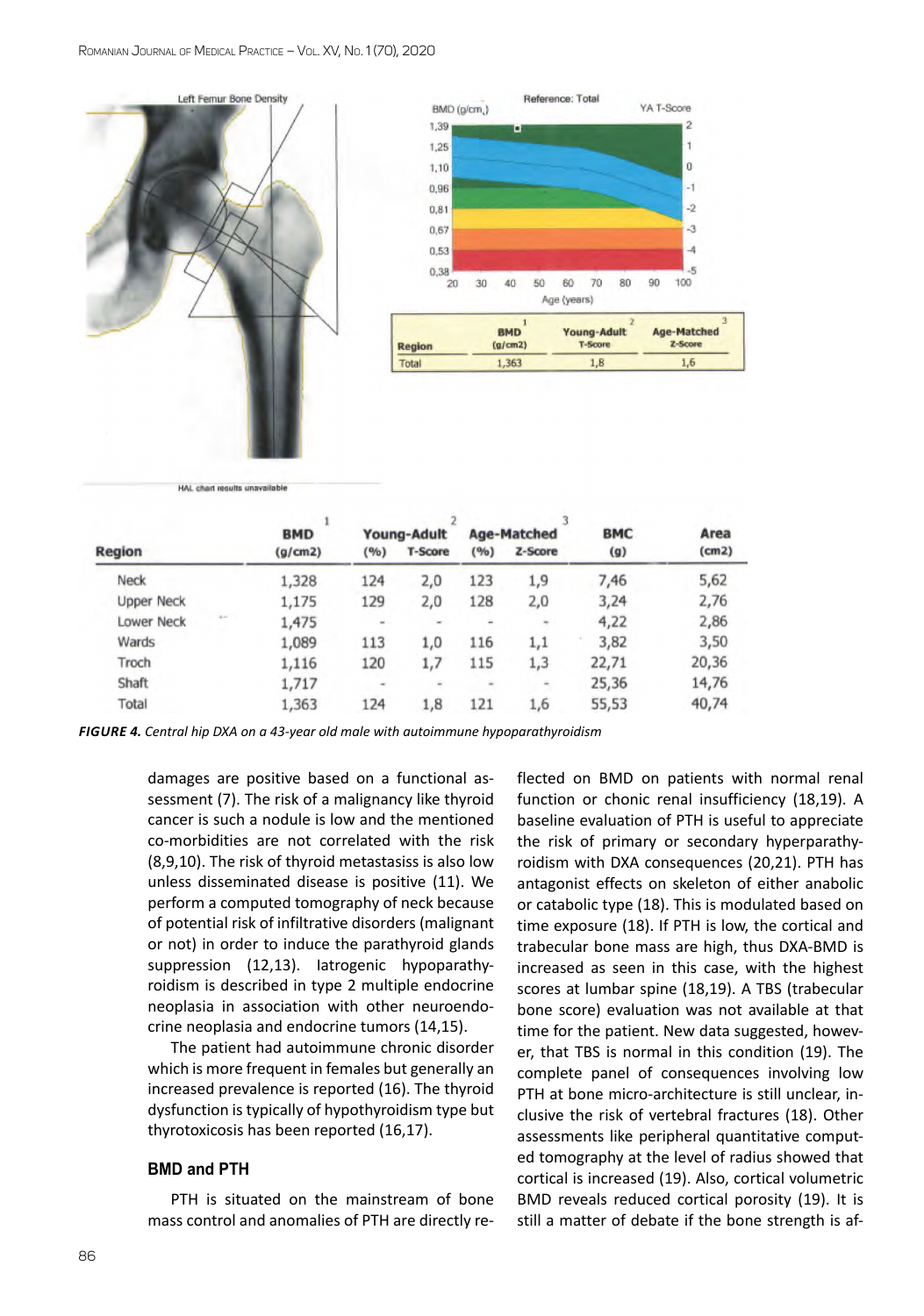| Region | BMD (g/cm2) | Young-Adult (%) | Young-Adult T-Score | Age-Matched (%) | Age-Matched Z-Score | BMC (g) | Area (cm2) |
|---|---|---|---|---|---|---|---|
| Neck | 1,328 | 124 | 2,0 | 123 | 1,9 | 7,46 | 5,62 |
| Upper Neck | 1,175 | 129 | 2,0 | 128 | 2,0 | 3,24 | 2,76 |
| Lower Neck | 1,475 | - | - | - | - | 4,22 | 2,86 |
| Wards | 1,089 | 113 | 1,0 | 116 | 1,1 | 3,82 | 3,50 |
| Troch | 1,116 | 120 | 1,7 | 115 | 1,3 | 22,71 | 20,36 |
| Shaft | 1,717 | - | - | - | - | 25,36 | 14,76 |
| Total | 1,363 | 124 | 1,8 | 121 | 1,6 | 55,53 | 40,74 |

***FIGURE 4.*** *Central hip DXA on a 43-year old male with autoimmune hypoparathyroidism*

damages are positive based on a functional assessment (7). The risk of a malignancy like thyroid cancer is such a nodule is low and the mentioned co-morbidities are not correlated with the risk (8,9,10). The risk of thyroid metastasiss is also low unless disseminated disease is positive (11). We perform a computed tomography of neck because of potential risk of infiltrative disorders (malignant or not) in order to induce the parathyroid glands suppression (12,13). Iatrogenic hypoparathyroidism is described in type 2 multiple endocrine neoplasia in association with other neuroendocrine neoplasia and endocrine tumors (14,15).

The patient had autoimmune chronic disorder which is more frequent in females but generally an increased prevalence is reported (16). The thyroid dysfunction is typically of hypothyroidism type but thyrotoxicosis has been reported (16,17).

### BMD and PTH

PTH is situated on the mainstream of bone mass control and anomalies of PTH are directly reflected on BMD on patients with normal renal function or chonic renal insufficiency (18,19). A baseline evaluation of PTH is useful to appreciate the risk of primary or secondary hyperparathyroidism with DXA consequences (20,21). PTH has antagonist effects on skeleton of either anabolic or catabolic type (18). This is modulated based on time exposure (18). If PTH is low, the cortical and trabecular bone mass are high, thus DXA-BMD is increased as seen in this case, with the highest scores at lumbar spine (18,19). A TBS (trabecular bone score) evaluation was not available at that time for the patient. New data suggested, however, that TBS is normal in this condition (19). The complete panel of consequences involving low PTH at bone micro-architecture is still unclear, inclusive the risk of vertebral fractures (18). Other assessments like peripheral quantitative computed tomography at the level of radius showed that cortical is increased (19). Also, cortical volumetric BMD reveals reduced cortical porosity (19). It is still a matter of debate if the bone strength is af-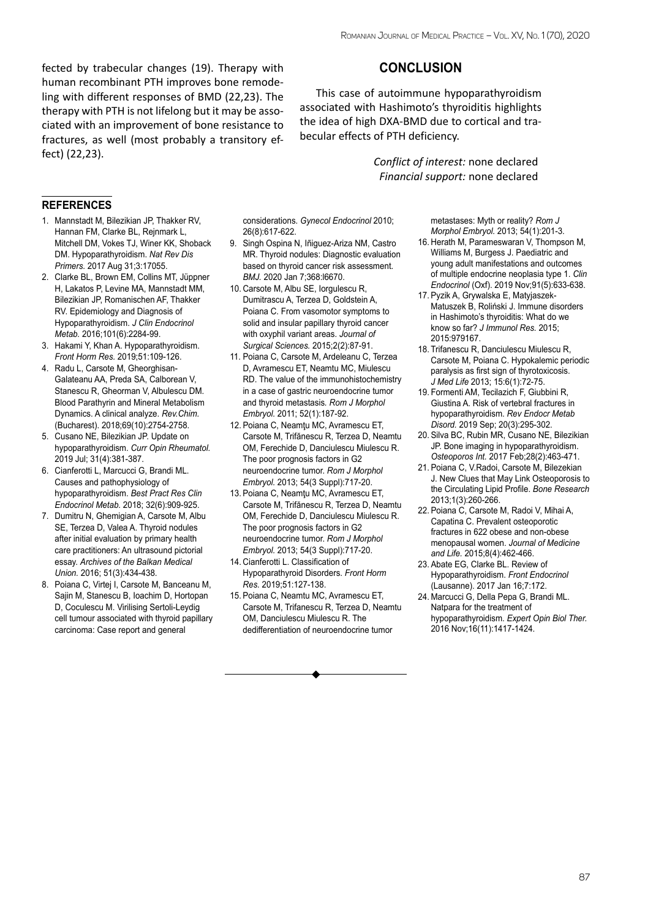fected by trabecular changes (19). Therapy with human recombinant PTH improves bone remodeling with different responses of BMD (22,23). The therapy with PTH is not lifelong but it may be associated with an improvement of bone resistance to fractures, as well (most probably a transitory effect) (22,23).

## CONCLUSION

This case of autoimmune hypoparathyroidism associated with Hashimoto's thyroiditis highlights the idea of high DXA-BMD due to cortical and trabecular effects of PTH deficiency.

*Conflict of interest:* none declared
*Financial support:* none declared

## REFERENCES

1. Mannstadt M, Bilezikian JP, Thakker RV, Hannan FM, Clarke BL, Rejnmark L, Mitchell DM, Vokes TJ, Winer KK, Shoback DM. Hypoparathyroidism. *Nat Rev Dis Primers.* 2017 Aug 31;3:17055.
2. Clarke BL, Brown EM, Collins MT, Jüppner H, Lakatos P, Levine MA, Mannstadt MM, Bilezikian JP, Romanischen AF, Thakker RV. Epidemiology and Diagnosis of Hypoparathyroidism. *J Clin Endocrinol Metab.* 2016;101(6):2284-99.
3. Hakami Y, Khan A. Hypoparathyroidism. *Front Horm Res.* 2019;51:109-126.
4. Radu L, Carsote M, Gheorghisan-Galateanu AA, Preda SA, Calborean V, Stanescu R, Gheorman V, Albulescu DM. Blood Parathyrin and Mineral Metabolism Dynamics. A clinical analyze. *Rev.Chim.* (Bucharest). 2018;69(10):2754-2758.
5. Cusano NE, Bilezikian JP. Update on hypoparathyroidism. *Curr Opin Rheumatol.* 2019 Jul; 31(4):381-387.
6. Cianferotti L, Marcucci G, Brandi ML. Causes and pathophysiology of hypoparathyroidism. *Best Pract Res Clin Endocrinol Metab.* 2018; 32(6):909-925.
7. Dumitru N, Ghemigian A, Carsote M, Albu SE, Terzea D, Valea A. Thyroid nodules after initial evaluation by primary health care practitioners: An ultrasound pictorial essay. *Archives of the Balkan Medical Union.* 2016; 51(3):434-438.
8. Poiana C, Virtej I, Carsote M, Banceanu M, Sajin M, Stanescu B, Ioachim D, Hortopan D, Coculescu M. Virilising Sertoli-Leydig cell tumour associated with thyroid papillary carcinoma: Case report and general considerations. *Gynecol Endocrinol* 2010; 26(8):617-622.
9. Singh Ospina N, Iñiguez-Ariza NM, Castro MR. Thyroid nodules: Diagnostic evaluation based on thyroid cancer risk assessment. *BMJ.* 2020 Jan 7;368:l6670.
10. Carsote M, Albu SE, Iorgulescu R, Dumitrascu A, Terzea D, Goldstein A, Poiana C. From vasomotor symptoms to solid and insular papillary thyroid cancer with oxyphil variant areas. *Journal of Surgical Sciences.* 2015;2(2):87-91.
11. Poiana C, Carsote M, Ardeleanu C, Terzea D, Avramescu ET, Neamtu MC, Miulescu RD. The value of the immunohistochemistry in a case of gastric neuroendocrine tumor and thyroid metastasis. *Rom J Morphol Embryol.* 2011; 52(1):187-92.
12. Poiana C, Neamţu MC, Avramescu ET, Carsote M, Trifănescu R, Terzea D, Neamtu OM, Ferechide D, Danciulescu Miulescu R. The poor prognosis factors in G2 neuroendocrine tumor. *Rom J Morphol Embryol.* 2013; 54(3 Suppl):717-20.
13. Poiana C, Neamţu MC, Avramescu ET, Carsote M, Trifănescu R, Terzea D, Neamtu OM, Ferechide D, Danciulescu Miulescu R. The poor prognosis factors in G2 neuroendocrine tumor. *Rom J Morphol Embryol.* 2013; 54(3 Suppl):717-20.
14. Cianferotti L. Classification of Hypoparathyroid Disorders. *Front Horm Res.* 2019;51:127-138.
15. Poiana C, Neamtu MC, Avramescu ET, Carsote M, Trifanescu R, Terzea D, Neamtu OM, Danciulescu Miulescu R. The dedifferentiation of neuroendocrine tumor metastases: Myth or reality? *Rom J Morphol Embryol.* 2013; 54(1):201-3.
16. Herath M, Parameswaran V, Thompson M, Williams M, Burgess J. Paediatric and young adult manifestations and outcomes of multiple endocrine neoplasia type 1. *Clin Endocrinol* (Oxf). 2019 Nov;91(5):633-638.
17. Pyzik A, Grywalska E, Matyjaszek-Matuszek B, Roliński J. Immune disorders in Hashimoto's thyroiditis: What do we know so far? *J Immunol Res.* 2015; 2015:979167.
18. Trifanescu R, Danciulescu Miulescu R, Carsote M, Poiana C. Hypokalemic periodic paralysis as first sign of thyrotoxicosis. *J Med Life* 2013; 15:6(1):72-75.
19. Formenti AM, Tecilazich F, Giubbini R, Giustina A. Risk of vertebral fractures in hypoparathyroidism. *Rev Endocr Metab Disord.* 2019 Sep; 20(3):295-302.
20. Silva BC, Rubin MR, Cusano NE, Bilezikian JP. Bone imaging in hypoparathyroidism. *Osteoporos Int.* 2017 Feb;28(2):463-471.
21. Poiana C, V.Radoi, Carsote M, Bilezekian J. New Clues that May Link Osteoporosis to the Circulating Lipid Profile. *Bone Research* 2013;1(3):260-266.
22. Poiana C, Carsote M, Radoi V, Mihai A, Capatina C. Prevalent osteoporotic fractures in 622 obese and non-obese menopausal women. *Journal of Medicine and Life.* 2015;8(4):462-466.
23. Abate EG, Clarke BL. Review of Hypoparathyroidism. *Front Endocrinol* (Lausanne). 2017 Jan 16;7:172.
24. Marcucci G, Della Pepa G, Brandi ML. Natpara for the treatment of hypoparathyroidism. *Expert Opin Biol Ther.* 2016 Nov;16(11):1417-1424.